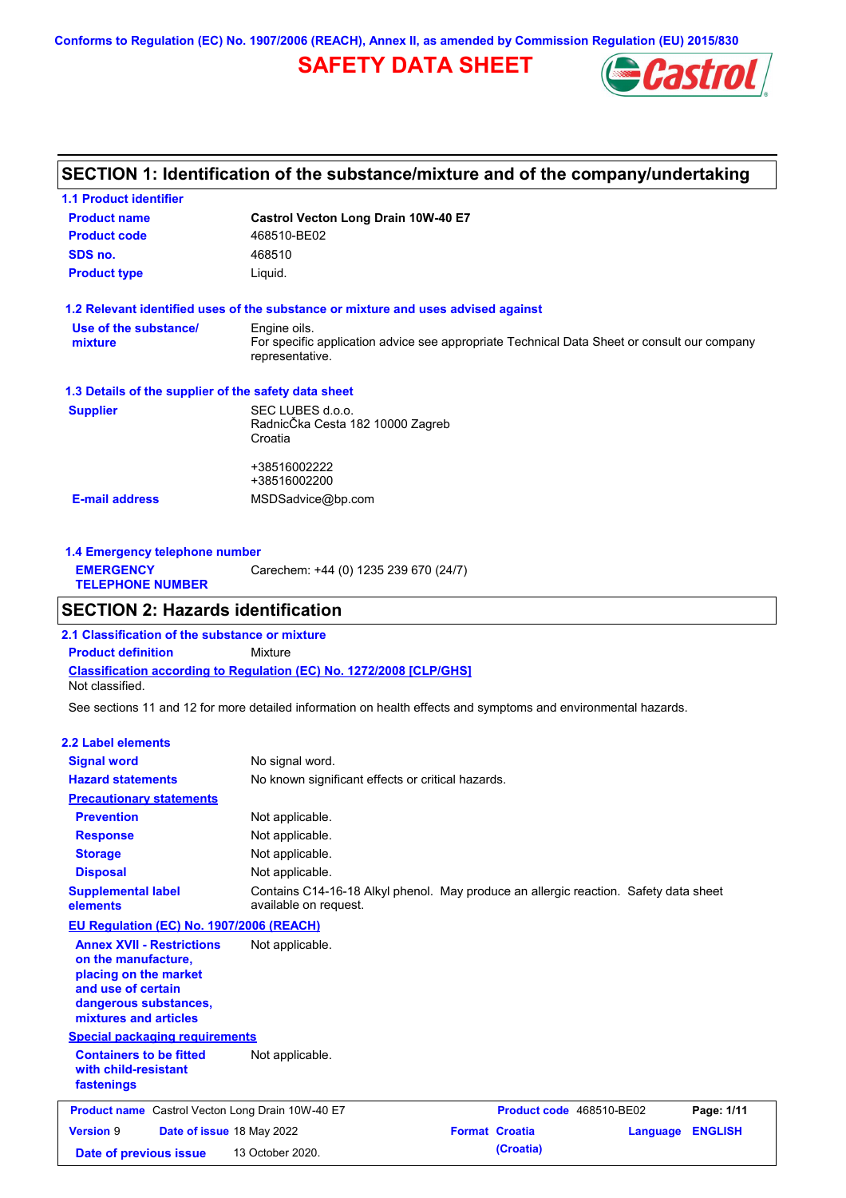Conforms to Regulation (EC) No. 1907/2006 (REACH), Annex II, as amended by Commission Regulation (EU) 2015/830

# SAFETY DATA SHEET

## SECTION 1: Identification of the substance/mixture and of the company/undertaking

### 1.1 Product identifier

| | |
|---|---|
| **Product name** | **Castrol Vecton Long Drain 10W-40 E7** |
| **Product code** | 468510-BE02 |
| **SDS no.** | 468510 |
| **Product type** | Liquid. |

### 1.2 Relevant identified uses of the substance or mixture and uses advised against

| | |
|---|---|
| **Use of the substance/ mixture** | Engine oils. For specific application advice see appropriate Technical Data Sheet or consult our company representative. |

### 1.3 Details of the supplier of the safety data sheet

| | |
|---|---|
| **Supplier** | SEC LUBES d.o.o. RadnicČka Cesta 182 10000 Zagreb Croatia<br><br>+38516002222<br>+38516002200 |
| **E-mail address** | MSDSadvice@bp.com |

### 1.4 Emergency telephone number

| | |
|---|---|
| **EMERGENCY TELEPHONE NUMBER** | Carechem: +44 (0) 1235 239 670 (24/7) |

## SECTION 2: Hazards identification

### 2.1 Classification of the substance or mixture

**Product definition** Mixture

**Classification according to Regulation (EC) No. 1272/2008 [CLP/GHS]**

Not classified.

See sections 11 and 12 for more detailed information on health effects and symptoms and environmental hazards.

### 2.2 Label elements

| | |
|---|---|
| **Signal word** | No signal word. |
| **Hazard statements** | No known significant effects or critical hazards. |
| **Precautionary statements** | |
| **Prevention** | Not applicable. |
| **Response** | Not applicable. |
| **Storage** | Not applicable. |
| **Disposal** | Not applicable. |
| **Supplemental label elements** | Contains C14-16-18 Alkyl phenol. May produce an allergic reaction. Safety data sheet available on request. |

**EU Regulation (EC) No. 1907/2006 (REACH)**

| | |
|---|---|
| **Annex XVII - Restrictions on the manufacture, placing on the market and use of certain dangerous substances, mixtures and articles** | Not applicable. |

**Special packaging requirements**

| | |
|---|---|
| **Containers to be fitted with child-resistant fastenings** | Not applicable. |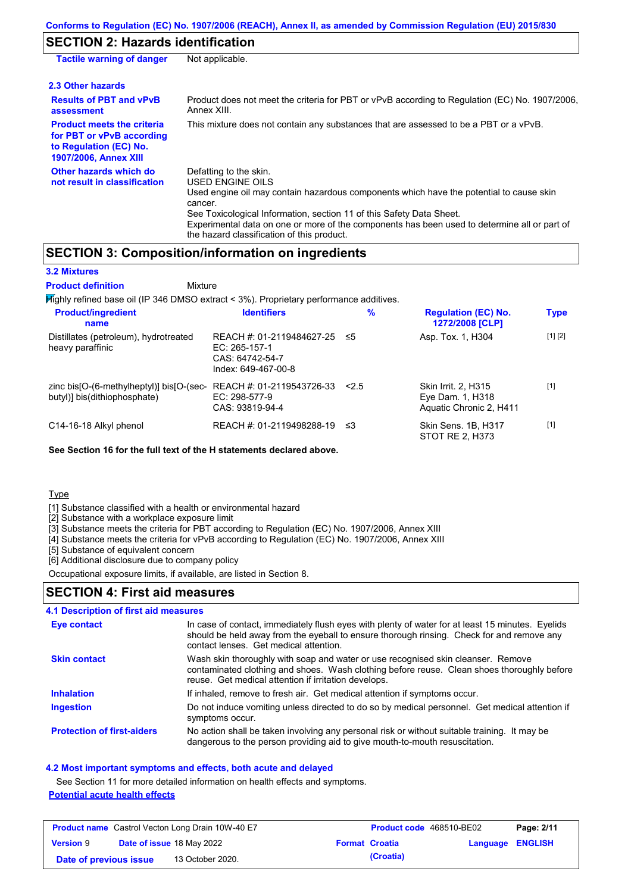## SECTION 2: Hazards identification

| | |
|---|---|
| **Tactile warning of danger** | Not applicable. |

### 2.3 Other hazards

| | |
|---|---|
| **Results of PBT and vPvB assessment** | Product does not meet the criteria for PBT or vPvB according to Regulation (EC) No. 1907/2006, Annex XIII. |
| **Product meets the criteria for PBT or vPvB according to Regulation (EC) No. 1907/2006, Annex XIII** | This mixture does not contain any substances that are assessed to be a PBT or a vPvB. |
| **Other hazards which do not result in classification** | Defatting to the skin.<br>USED ENGINE OILS<br>Used engine oil may contain hazardous components which have the potential to cause skin cancer.<br>See Toxicological Information, section 11 of this Safety Data Sheet.<br>Experimental data on one or more of the components has been used to determine all or part of the hazard classification of this product. |

## SECTION 3: Composition/information on ingredients

### 3.2 Mixtures

**Product definition** Mixture

Highly refined base oil (IP 346 DMSO extract < 3%). Proprietary performance additives.

| Product/ingredient name | Identifiers | % | Regulation (EC) No. 1272/2008 [CLP] | Type |
|---|---|---|---|---|
| Distillates (petroleum), hydrotreated heavy paraffinic | REACH #: 01-2119484627-25<br>EC: 265-157-1<br>CAS: 64742-54-7<br>Index: 649-467-00-8 | ≤5 | Asp. Tox. 1, H304 | [1] [2] |
| zinc bis[O-(6-methylheptyl)] bis[O-(sec-butyl)] bis(dithiophosphate) | REACH #: 01-2119543726-33<br>EC: 298-577-9<br>CAS: 93819-94-4 | <2.5 | Skin Irrit. 2, H315<br>Eye Dam. 1, H318<br>Aquatic Chronic 2, H411 | [1] |
| C14-16-18 Alkyl phenol | REACH #: 01-2119498288-19 | ≤3 | Skin Sens. 1B, H317<br>STOT RE 2, H373 | [1] |

**See Section 16 for the full text of the H statements declared above.**

Type

[1] Substance classified with a health or environmental hazard
[2] Substance with a workplace exposure limit
[3] Substance meets the criteria for PBT according to Regulation (EC) No. 1907/2006, Annex XIII
[4] Substance meets the criteria for vPvB according to Regulation (EC) No. 1907/2006, Annex XIII
[5] Substance of equivalent concern
[6] Additional disclosure due to company policy

Occupational exposure limits, if available, are listed in Section 8.

## SECTION 4: First aid measures

### 4.1 Description of first aid measures

| | |
|---|---|
| **Eye contact** | In case of contact, immediately flush eyes with plenty of water for at least 15 minutes. Eyelids should be held away from the eyeball to ensure thorough rinsing. Check for and remove any contact lenses. Get medical attention. |
| **Skin contact** | Wash skin thoroughly with soap and water or use recognised skin cleanser. Remove contaminated clothing and shoes. Wash clothing before reuse. Clean shoes thoroughly before reuse. Get medical attention if irritation develops. |
| **Inhalation** | If inhaled, remove to fresh air. Get medical attention if symptoms occur. |
| **Ingestion** | Do not induce vomiting unless directed to do so by medical personnel. Get medical attention if symptoms occur. |
| **Protection of first-aiders** | No action shall be taken involving any personal risk or without suitable training. It may be dangerous to the person providing aid to give mouth-to-mouth resuscitation. |

### 4.2 Most important symptoms and effects, both acute and delayed

See Section 11 for more detailed information on health effects and symptoms.

**Potential acute health effects**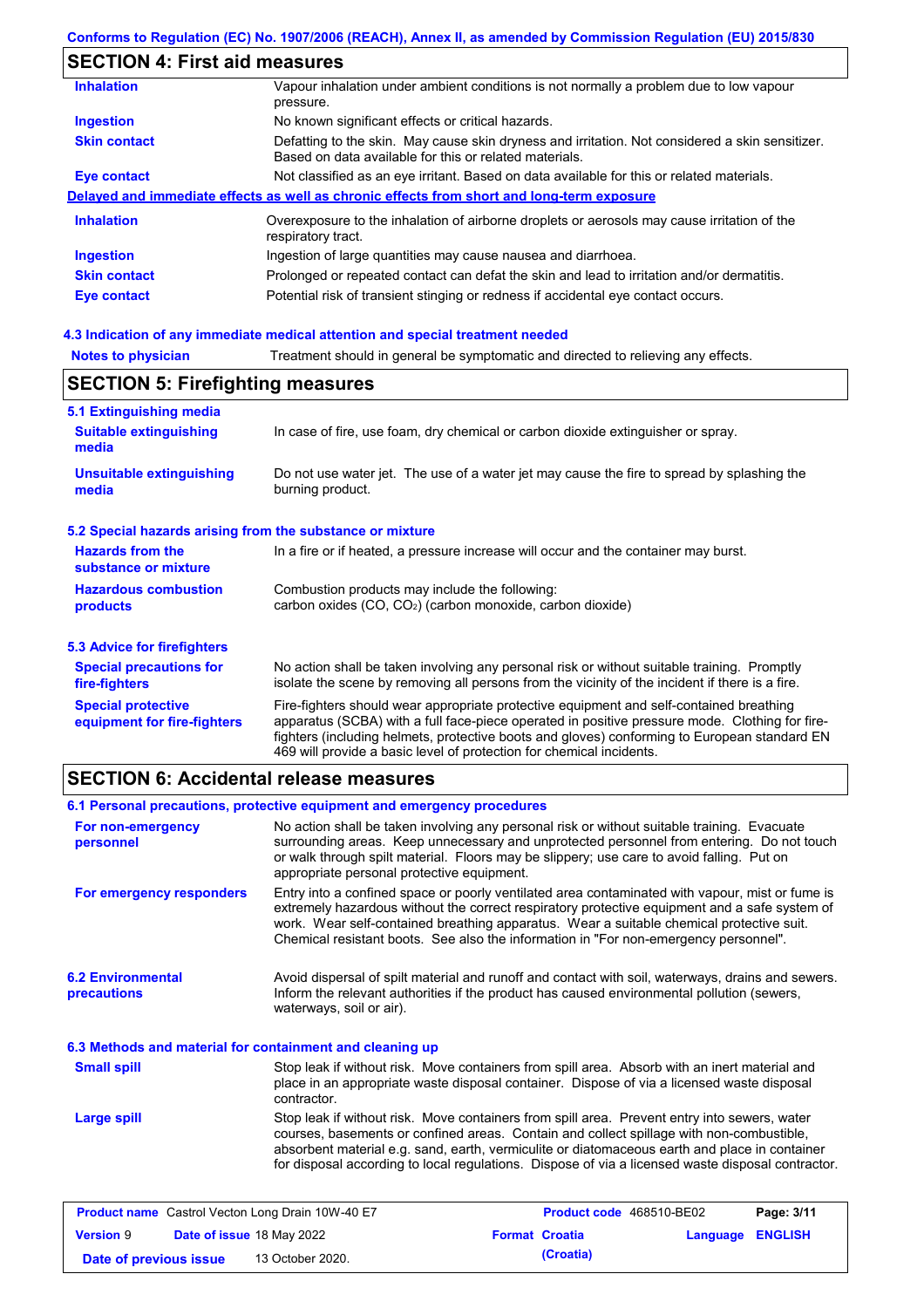## SECTION 4: First aid measures

| | |
|---|---|
| **Inhalation** | Vapour inhalation under ambient conditions is not normally a problem due to low vapour pressure. |
| **Ingestion** | No known significant effects or critical hazards. |
| **Skin contact** | Defatting to the skin. May cause skin dryness and irritation. Not considered a skin sensitizer. Based on data available for this or related materials. |
| **Eye contact** | Not classified as an eye irritant. Based on data available for this or related materials. |

**Delayed and immediate effects as well as chronic effects from short and long-term exposure**

| | |
|---|---|
| **Inhalation** | Overexposure to the inhalation of airborne droplets or aerosols may cause irritation of the respiratory tract. |
| **Ingestion** | Ingestion of large quantities may cause nausea and diarrhoea. |
| **Skin contact** | Prolonged or repeated contact can defat the skin and lead to irritation and/or dermatitis. |
| **Eye contact** | Potential risk of transient stinging or redness if accidental eye contact occurs. |

### 4.3 Indication of any immediate medical attention and special treatment needed

| | |
|---|---|
| **Notes to physician** | Treatment should in general be symptomatic and directed to relieving any effects. |

## SECTION 5: Firefighting measures

### 5.1 Extinguishing media

| | |
|---|---|
| **Suitable extinguishing media** | In case of fire, use foam, dry chemical or carbon dioxide extinguisher or spray. |
| **Unsuitable extinguishing media** | Do not use water jet. The use of a water jet may cause the fire to spread by splashing the burning product. |

### 5.2 Special hazards arising from the substance or mixture

| | |
|---|---|
| **Hazards from the substance or mixture** | In a fire or if heated, a pressure increase will occur and the container may burst. |
| **Hazardous combustion products** | Combustion products may include the following: carbon oxides (CO, $CO_2$) (carbon monoxide, carbon dioxide) |

### 5.3 Advice for firefighters

| | |
|---|---|
| **Special precautions for fire-fighters** | No action shall be taken involving any personal risk or without suitable training. Promptly isolate the scene by removing all persons from the vicinity of the incident if there is a fire. |
| **Special protective equipment for fire-fighters** | Fire-fighters should wear appropriate protective equipment and self-contained breathing apparatus (SCBA) with a full face-piece operated in positive pressure mode. Clothing for fire-fighters (including helmets, protective boots and gloves) conforming to European standard EN 469 will provide a basic level of protection for chemical incidents. |

## SECTION 6: Accidental release measures

### 6.1 Personal precautions, protective equipment and emergency procedures

| | |
|---|---|
| **For non-emergency personnel** | No action shall be taken involving any personal risk or without suitable training. Evacuate surrounding areas. Keep unnecessary and unprotected personnel from entering. Do not touch or walk through spilt material. Floors may be slippery; use care to avoid falling. Put on appropriate personal protective equipment. |
| **For emergency responders** | Entry into a confined space or poorly ventilated area contaminated with vapour, mist or fume is extremely hazardous without the correct respiratory protective equipment and a safe system of work. Wear self-contained breathing apparatus. Wear a suitable chemical protective suit. Chemical resistant boots. See also the information in "For non-emergency personnel". |

| | |
|---|---|
| **6.2 Environmental precautions** | Avoid dispersal of spilt material and runoff and contact with soil, waterways, drains and sewers. Inform the relevant authorities if the product has caused environmental pollution (sewers, waterways, soil or air). |

### 6.3 Methods and material for containment and cleaning up

| | |
|---|---|
| **Small spill** | Stop leak if without risk. Move containers from spill area. Absorb with an inert material and place in an appropriate waste disposal container. Dispose of via a licensed waste disposal contractor. |
| **Large spill** | Stop leak if without risk. Move containers from spill area. Prevent entry into sewers, water courses, basements or confined areas. Contain and collect spillage with non-combustible, absorbent material e.g. sand, earth, vermiculite or diatomaceous earth and place in container for disposal according to local regulations. Dispose of via a licensed waste disposal contractor. |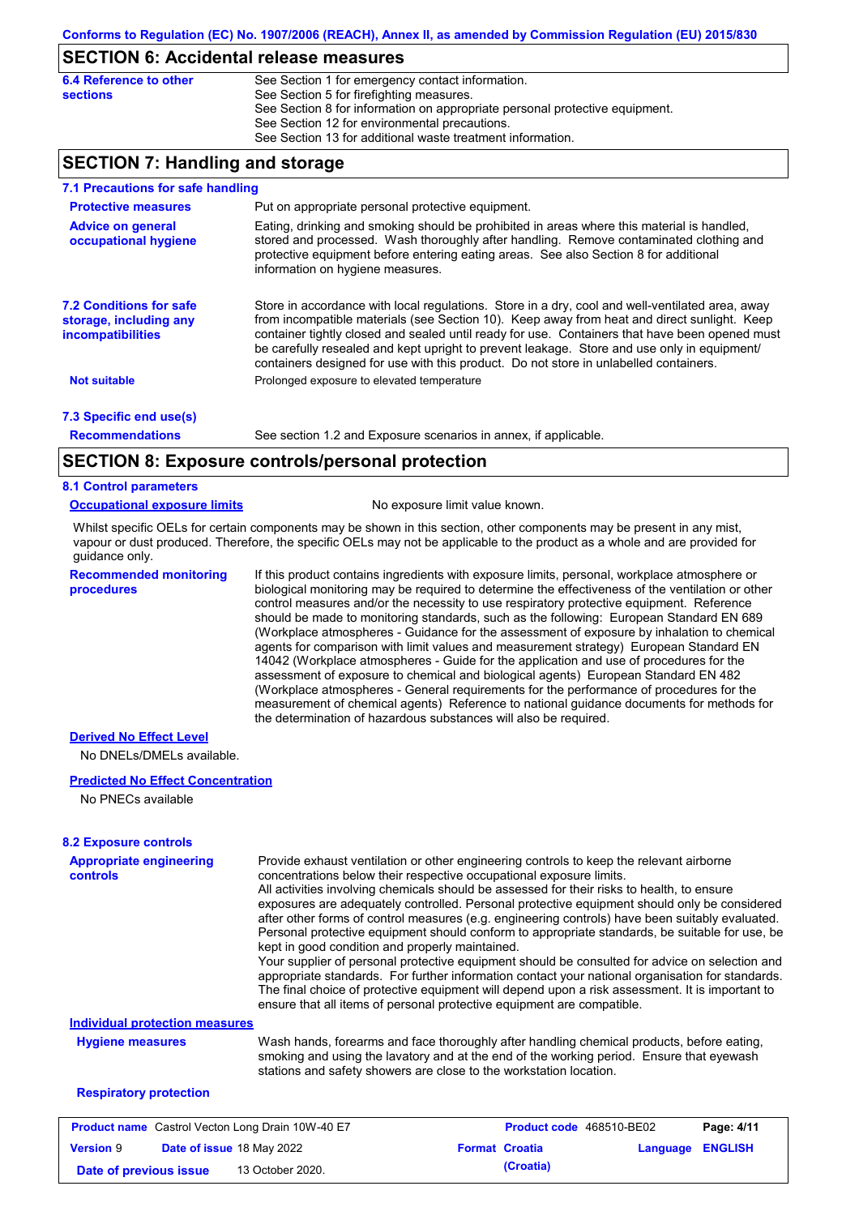## SECTION 6: Accidental release measures

**6.4 Reference to other sections**

See Section 1 for emergency contact information.
See Section 5 for firefighting measures.
See Section 8 for information on appropriate personal protective equipment.
See Section 12 for environmental precautions.
See Section 13 for additional waste treatment information.

## SECTION 7: Handling and storage

### 7.1 Precautions for safe handling

**Protective measures**

Put on appropriate personal protective equipment.

**Advice on general occupational hygiene**

Eating, drinking and smoking should be prohibited in areas where this material is handled, stored and processed. Wash thoroughly after handling. Remove contaminated clothing and protective equipment before entering eating areas. See also Section 8 for additional information on hygiene measures.

### 7.2 Conditions for safe storage, including any incompatibilities

Store in accordance with local regulations. Store in a dry, cool and well-ventilated area, away from incompatible materials (see Section 10). Keep away from heat and direct sunlight. Keep container tightly closed and sealed until ready for use. Containers that have been opened must be carefully resealed and kept upright to prevent leakage. Store and use only in equipment/ containers designed for use with this product. Do not store in unlabelled containers.

**Not suitable**

Prolonged exposure to elevated temperature

### 7.3 Specific end use(s)

**Recommendations**

See section 1.2 and Exposure scenarios in annex, if applicable.

## SECTION 8: Exposure controls/personal protection

### 8.1 Control parameters

**Occupational exposure limits**

No exposure limit value known.

Whilst specific OELs for certain components may be shown in this section, other components may be present in any mist, vapour or dust produced. Therefore, the specific OELs may not be applicable to the product as a whole and are provided for guidance only.

**Recommended monitoring procedures**

If this product contains ingredients with exposure limits, personal, workplace atmosphere or biological monitoring may be required to determine the effectiveness of the ventilation or other control measures and/or the necessity to use respiratory protective equipment. Reference should be made to monitoring standards, such as the following: European Standard EN 689 (Workplace atmospheres - Guidance for the assessment of exposure by inhalation to chemical agents for comparison with limit values and measurement strategy) European Standard EN 14042 (Workplace atmospheres - Guide for the application and use of procedures for the assessment of exposure to chemical and biological agents) European Standard EN 482 (Workplace atmospheres - General requirements for the performance of procedures for the measurement of chemical agents) Reference to national guidance documents for methods for the determination of hazardous substances will also be required.

**Derived No Effect Level**

No DNELs/DMELs available.

**Predicted No Effect Concentration**

No PNECs available

### 8.2 Exposure controls

**Appropriate engineering controls**

Provide exhaust ventilation or other engineering controls to keep the relevant airborne concentrations below their respective occupational exposure limits.
All activities involving chemicals should be assessed for their risks to health, to ensure exposures are adequately controlled. Personal protective equipment should only be considered after other forms of control measures (e.g. engineering controls) have been suitably evaluated. Personal protective equipment should conform to appropriate standards, be suitable for use, be kept in good condition and properly maintained.
Your supplier of personal protective equipment should be consulted for advice on selection and appropriate standards. For further information contact your national organisation for standards. The final choice of protective equipment will depend upon a risk assessment. It is important to ensure that all items of personal protective equipment are compatible.

**Individual protection measures**

**Hygiene measures**

Wash hands, forearms and face thoroughly after handling chemical products, before eating, smoking and using the lavatory and at the end of the working period. Ensure that eyewash stations and safety showers are close to the workstation location.

**Respiratory protection**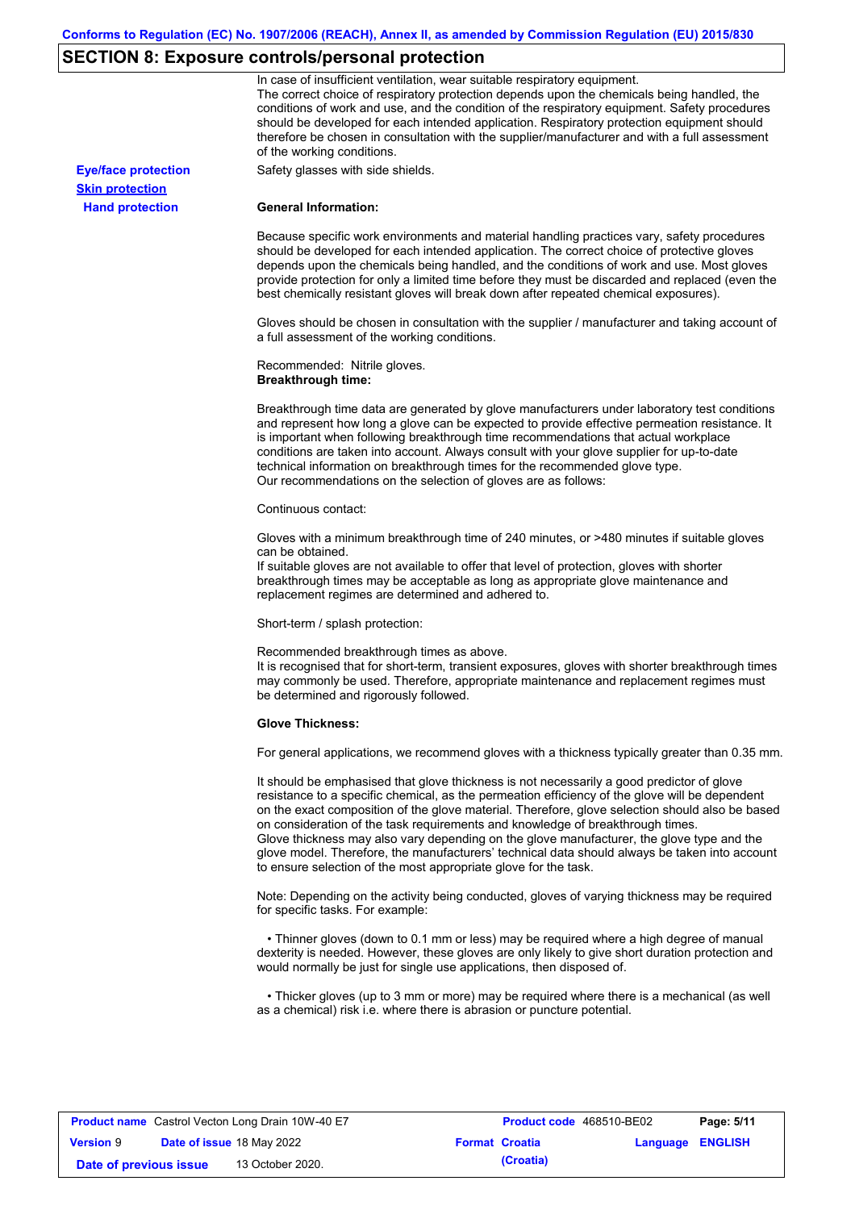## SECTION 8: Exposure controls/personal protection

In case of insufficient ventilation, wear suitable respiratory equipment.
The correct choice of respiratory protection depends upon the chemicals being handled, the conditions of work and use, and the condition of the respiratory equipment. Safety procedures should be developed for each intended application. Respiratory protection equipment should therefore be chosen in consultation with the supplier/manufacturer and with a full assessment of the working conditions.

**Eye/face protection**

Safety glasses with side shields.

**Skin protection**

**Hand protection**

**General Information:**

Because specific work environments and material handling practices vary, safety procedures should be developed for each intended application. The correct choice of protective gloves depends upon the chemicals being handled, and the conditions of work and use. Most gloves provide protection for only a limited time before they must be discarded and replaced (even the best chemically resistant gloves will break down after repeated chemical exposures).

Gloves should be chosen in consultation with the supplier / manufacturer and taking account of a full assessment of the working conditions.

Recommended: Nitrile gloves.
**Breakthrough time:**

Breakthrough time data are generated by glove manufacturers under laboratory test conditions and represent how long a glove can be expected to provide effective permeation resistance. It is important when following breakthrough time recommendations that actual workplace conditions are taken into account. Always consult with your glove supplier for up-to-date technical information on breakthrough times for the recommended glove type.
Our recommendations on the selection of gloves are as follows:

Continuous contact:

Gloves with a minimum breakthrough time of 240 minutes, or >480 minutes if suitable gloves can be obtained.
If suitable gloves are not available to offer that level of protection, gloves with shorter breakthrough times may be acceptable as long as appropriate glove maintenance and replacement regimes are determined and adhered to.

Short-term / splash protection:

Recommended breakthrough times as above.
It is recognised that for short-term, transient exposures, gloves with shorter breakthrough times may commonly be used. Therefore, appropriate maintenance and replacement regimes must be determined and rigorously followed.

**Glove Thickness:**

For general applications, we recommend gloves with a thickness typically greater than 0.35 mm.

It should be emphasised that glove thickness is not necessarily a good predictor of glove resistance to a specific chemical, as the permeation efficiency of the glove will be dependent on the exact composition of the glove material. Therefore, glove selection should also be based on consideration of the task requirements and knowledge of breakthrough times.
Glove thickness may also vary depending on the glove manufacturer, the glove type and the glove model. Therefore, the manufacturers' technical data should always be taken into account to ensure selection of the most appropriate glove for the task.

Note: Depending on the activity being conducted, gloves of varying thickness may be required for specific tasks. For example:

- Thinner gloves (down to 0.1 mm or less) may be required where a high degree of manual dexterity is needed. However, these gloves are only likely to give short duration protection and would normally be just for single use applications, then disposed of.

- Thicker gloves (up to 3 mm or more) may be required where there is a mechanical (as well as a chemical) risk i.e. where there is abrasion or puncture potential.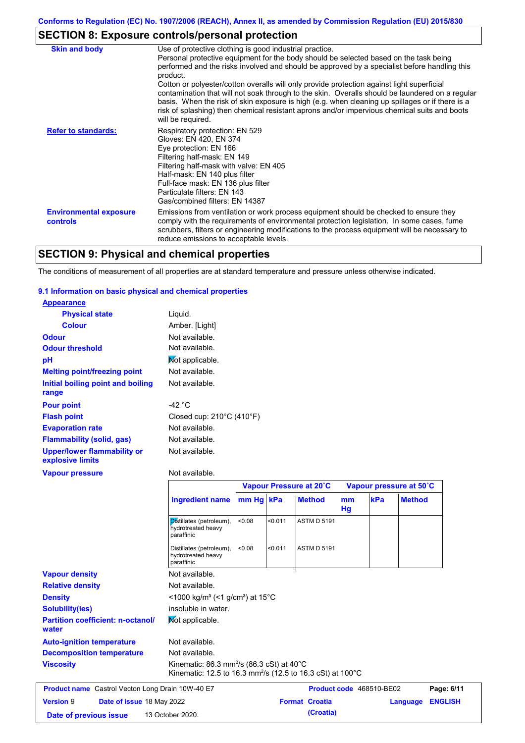Conforms to Regulation (EC) No. 1907/2006 (REACH), Annex II, as amended by Commission Regulation (EU) 2015/830

## SECTION 8: Exposure controls/personal protection

**Skin and body**

Use of protective clothing is good industrial practice.
Personal protective equipment for the body should be selected based on the task being performed and the risks involved and should be approved by a specialist before handling this product.
Cotton or polyester/cotton overalls will only provide protection against light superficial contamination that will not soak through to the skin. Overalls should be laundered on a regular basis. When the risk of skin exposure is high (e.g. when cleaning up spillages or if there is a risk of splashing) then chemical resistant aprons and/or impervious chemical suits and boots will be required.

**Refer to standards:**

Respiratory protection: EN 529
Gloves: EN 420, EN 374
Eye protection: EN 166
Filtering half-mask: EN 149
Filtering half-mask with valve: EN 405
Half-mask: EN 140 plus filter
Full-face mask: EN 136 plus filter
Particulate filters: EN 143
Gas/combined filters: EN 14387

**Environmental exposure controls**

Emissions from ventilation or work process equipment should be checked to ensure they comply with the requirements of environmental protection legislation. In some cases, fume scrubbers, filters or engineering modifications to the process equipment will be necessary to reduce emissions to acceptable levels.

## SECTION 9: Physical and chemical properties

The conditions of measurement of all properties are at standard temperature and pressure unless otherwise indicated.

### 9.1 Information on basic physical and chemical properties

**Appearance**

- **Physical state**: Liquid.
- **Colour**: Amber. [Light]

**Odour**: Not available.

**Odour threshold**: Not available.

**pH**: Not applicable.

**Melting point/freezing point**: Not available.

**Initial boiling point and boiling range**: Not available.

**Pour point**: -42 °C

**Flash point**: Closed cup: 210°C (410°F)

**Evaporation rate**: Not available.

**Flammability (solid, gas)**: Not available.

**Upper/lower flammability or explosive limits**: Not available.

**Vapour pressure**: Not available.

| Ingredient name | Vapour Pressure at 20˚C | | | Vapour pressure at 50˚C | | |
|---|---|---|---|---|---|---|
| | mm Hg | kPa | Method | mm Hg | kPa | Method |
| Distillates (petroleum), hydrotreated heavy paraffinic | <0.08 | <0.011 | ASTM D 5191 | | | |
| Distillates (petroleum), hydrotreated heavy paraffinic | <0.08 | <0.011 | ASTM D 5191 | | | |

**Vapour density**: Not available.

**Relative density**: Not available.

**Density**: <1000 kg/m³ (<1 g/cm³) at 15°C

**Solubility(ies)**: insoluble in water.

**Partition coefficient: n-octanol/water**: Not applicable.

**Auto-ignition temperature**: Not available.

**Decomposition temperature**: Not available.

**Viscosity**: Kinematic: 86.3 mm²/s (86.3 cSt) at 40°C
Kinematic: 12.5 to 16.3 mm²/s (12.5 to 16.3 cSt) at 100°C

| **Product name** Castrol Vecton Long Drain 10W-40 E7 | | **Product code** 468510-BE02 | **Page:** 6/11 |
|---|---|---|---|
| **Version** 9 | **Date of issue** 18 May 2022 | **Format** Croatia (Croatia) | **Language** ENGLISH |
| **Date of previous issue** | 13 October 2020. | | |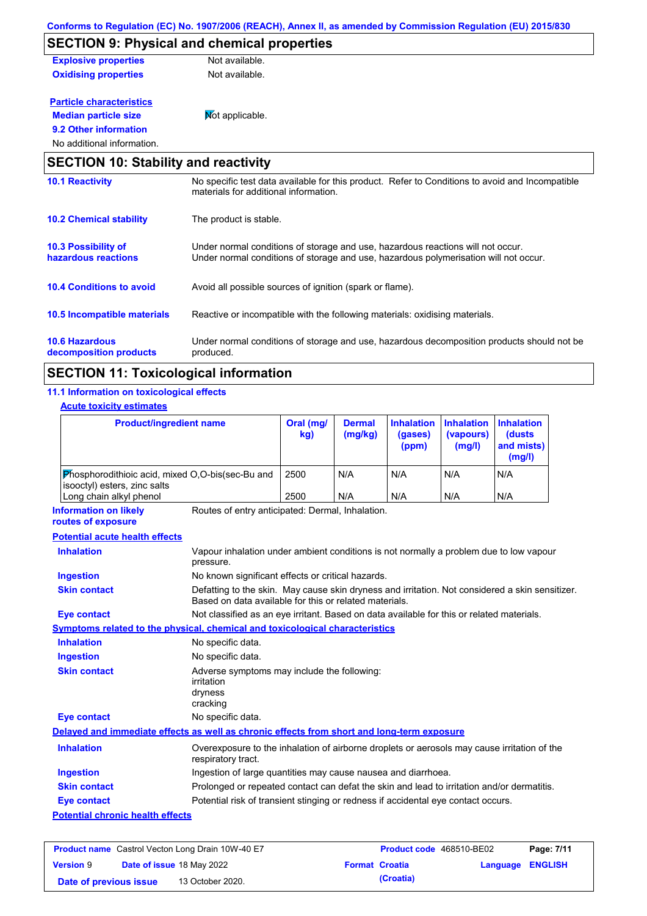## SECTION 9: Physical and chemical properties

**Explosive properties** Not available.

**Oxidising properties** Not available.

**Particle characteristics**

**Median particle size** Not applicable.

**9.2 Other information**

No additional information.

## SECTION 10: Stability and reactivity

**10.1 Reactivity** No specific test data available for this product. Refer to Conditions to avoid and Incompatible materials for additional information.

**10.2 Chemical stability** The product is stable.

**10.3 Possibility of hazardous reactions** Under normal conditions of storage and use, hazardous reactions will not occur. Under normal conditions of storage and use, hazardous polymerisation will not occur.

**10.4 Conditions to avoid** Avoid all possible sources of ignition (spark or flame).

**10.5 Incompatible materials** Reactive or incompatible with the following materials: oxidising materials.

**10.6 Hazardous decomposition products** Under normal conditions of storage and use, hazardous decomposition products should not be produced.

## SECTION 11: Toxicological information

### 11.1 Information on toxicological effects

**Acute toxicity estimates**

| Product/ingredient name | Oral (mg/kg) | Dermal (mg/kg) | Inhalation (gases) (ppm) | Inhalation (vapours) (mg/l) | Inhalation (dusts and mists) (mg/l) |
|---|---|---|---|---|---|
| Phosphorodithioic acid, mixed O,O-bis(sec-Bu and isooctyl) esters, zinc salts | 2500 | N/A | N/A | N/A | N/A |
| Long chain alkyl phenol | 2500 | N/A | N/A | N/A | N/A |

**Information on likely routes of exposure** Routes of entry anticipated: Dermal, Inhalation.

**Potential acute health effects**

**Inhalation** Vapour inhalation under ambient conditions is not normally a problem due to low vapour pressure.

**Ingestion** No known significant effects or critical hazards.

**Skin contact** Defatting to the skin. May cause skin dryness and irritation. Not considered a skin sensitizer. Based on data available for this or related materials.

**Eye contact** Not classified as an eye irritant. Based on data available for this or related materials.

**Symptoms related to the physical, chemical and toxicological characteristics**

**Inhalation** No specific data.

**Ingestion** No specific data.

**Skin contact** Adverse symptoms may include the following:
irritation
dryness
cracking

**Eye contact** No specific data.

**Delayed and immediate effects as well as chronic effects from short and long-term exposure**

**Inhalation** Overexposure to the inhalation of airborne droplets or aerosols may cause irritation of the respiratory tract.

**Ingestion** Ingestion of large quantities may cause nausea and diarrhoea.

**Skin contact** Prolonged or repeated contact can defat the skin and lead to irritation and/or dermatitis.

**Eye contact** Potential risk of transient stinging or redness if accidental eye contact occurs.

**Potential chronic health effects**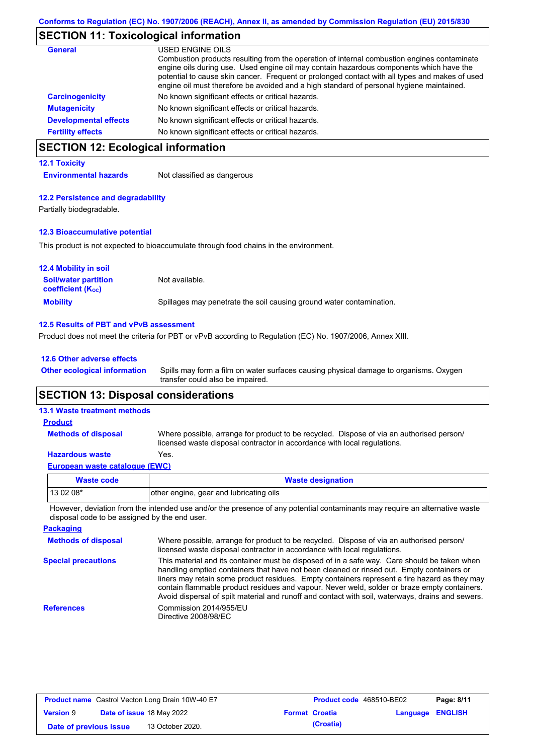## SECTION 11: Toxicological information

| | |
|---|---|
| **General** | USED ENGINE OILS<br>Combustion products resulting from the operation of internal combustion engines contaminate engine oils during use. Used engine oil may contain hazardous components which have the potential to cause skin cancer. Frequent or prolonged contact with all types and makes of used engine oil must therefore be avoided and a high standard of personal hygiene maintained. |
| **Carcinogenicity** | No known significant effects or critical hazards. |
| **Mutagenicity** | No known significant effects or critical hazards. |
| **Developmental effects** | No known significant effects or critical hazards. |
| **Fertility effects** | No known significant effects or critical hazards. |

## SECTION 12: Ecological information

### 12.1 Toxicity

**Environmental hazards**: Not classified as dangerous

### 12.2 Persistence and degradability

Partially biodegradable.

### 12.3 Bioaccumulative potential

This product is not expected to bioaccumulate through food chains in the environment.

### 12.4 Mobility in soil

**Soil/water partition coefficient ($K_{OC}$)**: Not available.

**Mobility**: Spillages may penetrate the soil causing ground water contamination.

### 12.5 Results of PBT and vPvB assessment

Product does not meet the criteria for PBT or vPvB according to Regulation (EC) No. 1907/2006, Annex XIII.

### 12.6 Other adverse effects

**Other ecological information**: Spills may form a film on water surfaces causing physical damage to organisms. Oxygen transfer could also be impaired.

## SECTION 13: Disposal considerations

### 13.1 Waste treatment methods

**Product**

**Methods of disposal**: Where possible, arrange for product to be recycled. Dispose of via an authorised person/ licensed waste disposal contractor in accordance with local regulations.

**Hazardous waste**: Yes.

**European waste catalogue (EWC)**

| Waste code | Waste designation |
|---|---|
| 13 02 08* | other engine, gear and lubricating oils |

However, deviation from the intended use and/or the presence of any potential contaminants may require an alternative waste disposal code to be assigned by the end user.

**Packaging**

**Methods of disposal**: Where possible, arrange for product to be recycled. Dispose of via an authorised person/ licensed waste disposal contractor in accordance with local regulations.

**Special precautions**: This material and its container must be disposed of in a safe way. Care should be taken when handling emptied containers that have not been cleaned or rinsed out. Empty containers or liners may retain some product residues. Empty containers represent a fire hazard as they may contain flammable product residues and vapour. Never weld, solder or braze empty containers. Avoid dispersal of spilt material and runoff and contact with soil, waterways, drains and sewers.

**References**: Commission 2014/955/EU
Directive 2008/98/EC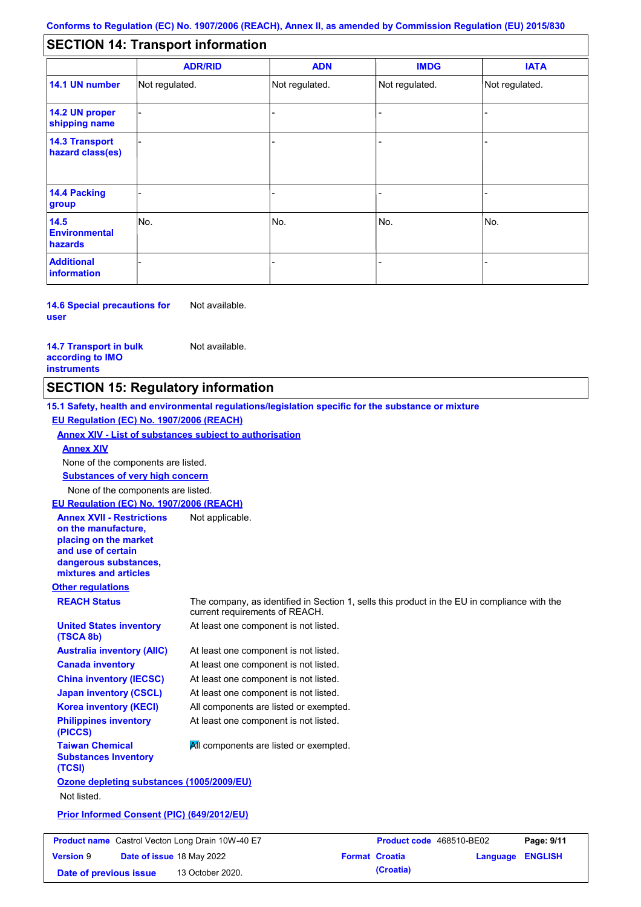Conforms to Regulation (EC) No. 1907/2006 (REACH), Annex II, as amended by Commission Regulation (EU) 2015/830

## SECTION 14: Transport information

| | ADR/RID | ADN | IMDG | IATA |
|---|---|---|---|---|
| **14.1 UN number** | Not regulated. | Not regulated. | Not regulated. | Not regulated. |
| **14.2 UN proper shipping name** | - | - | - | - |
| **14.3 Transport hazard class(es)** | - | - | - | - |
| **14.4 Packing group** | - | - | - | - |
| **14.5 Environmental hazards** | No. | No. | No. | No. |
| **Additional information** | - | - | - | - |

**14.6 Special precautions for user** Not available.

**14.7 Transport in bulk according to IMO instruments** Not available.

## SECTION 15: Regulatory information

**15.1 Safety, health and environmental regulations/legislation specific for the substance or mixture**

**EU Regulation (EC) No. 1907/2006 (REACH)**

**Annex XIV - List of substances subject to authorisation**

**Annex XIV**

None of the components are listed.

**Substances of very high concern**

None of the components are listed.

**EU Regulation (EC) No. 1907/2006 (REACH)**

**Annex XVII - Restrictions on the manufacture, placing on the market and use of certain dangerous substances, mixtures and articles** Not applicable.

**Other regulations**

**REACH Status** The company, as identified in Section 1, sells this product in the EU in compliance with the current requirements of REACH.

**United States inventory (TSCA 8b)** At least one component is not listed.

**Australia inventory (AIIC)** At least one component is not listed.

**Canada inventory** At least one component is not listed.

**China inventory (IECSC)** At least one component is not listed.

**Japan inventory (CSCL)** At least one component is not listed.

**Korea inventory (KECI)** All components are listed or exempted.

**Philippines inventory (PICCS)** At least one component is not listed.

**Taiwan Chemical Substances Inventory (TCSI)** All components are listed or exempted.

**Ozone depleting substances (1005/2009/EU)**

Not listed.

**Prior Informed Consent (PIC) (649/2012/EU)**

| Product name | Castrol Vecton Long Drain 10W-40 E7 | Product code | 468510-BE02 | Page: 9/11 |
|---|---|---|---|---|
| Version 9 | Date of issue 18 May 2022 | Format Croatia (Croatia) | Language ENGLISH | |
| Date of previous issue | 13 October 2020. | | | |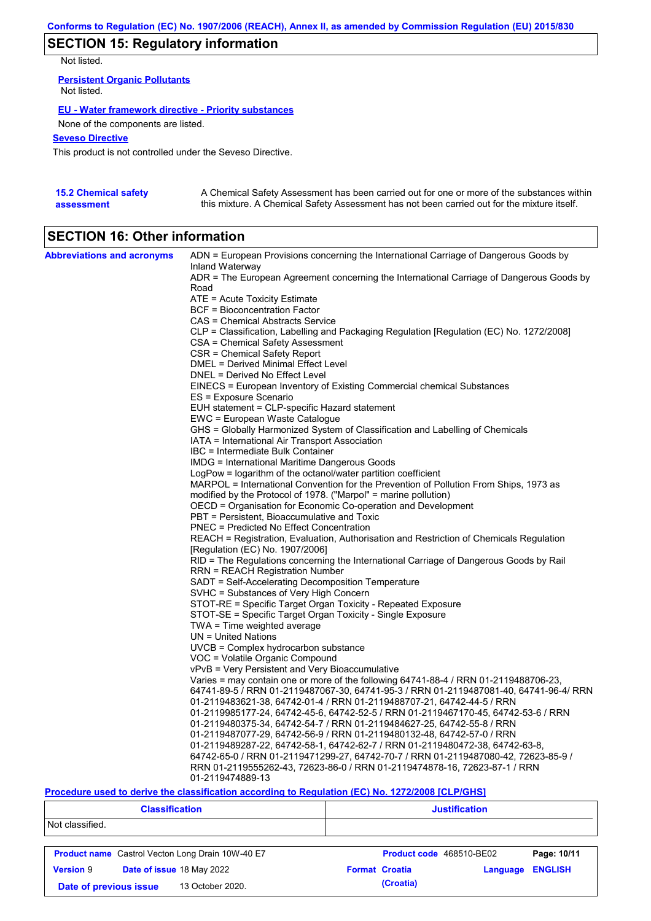## SECTION 15: Regulatory information

Not listed.

**Persistent Organic Pollutants**

Not listed.

**EU - Water framework directive - Priority substances**

None of the components are listed.

**Seveso Directive**

This product is not controlled under the Seveso Directive.

**15.2 Chemical safety assessment**

A Chemical Safety Assessment has been carried out for one or more of the substances within this mixture. A Chemical Safety Assessment has not been carried out for the mixture itself.

## SECTION 16: Other information

**Abbreviations and acronyms**

ADN = European Provisions concerning the International Carriage of Dangerous Goods by Inland Waterway
ADR = The European Agreement concerning the International Carriage of Dangerous Goods by Road
ATE = Acute Toxicity Estimate
BCF = Bioconcentration Factor
CAS = Chemical Abstracts Service
CLP = Classification, Labelling and Packaging Regulation [Regulation (EC) No. 1272/2008]
CSA = Chemical Safety Assessment
CSR = Chemical Safety Report
DMEL = Derived Minimal Effect Level
DNEL = Derived No Effect Level
EINECS = European Inventory of Existing Commercial chemical Substances
ES = Exposure Scenario
EUH statement = CLP-specific Hazard statement
EWC = European Waste Catalogue
GHS = Globally Harmonized System of Classification and Labelling of Chemicals
IATA = International Air Transport Association
IBC = Intermediate Bulk Container
IMDG = International Maritime Dangerous Goods
LogPow = logarithm of the octanol/water partition coefficient
MARPOL = International Convention for the Prevention of Pollution From Ships, 1973 as modified by the Protocol of 1978. ("Marpol" = marine pollution)
OECD = Organisation for Economic Co-operation and Development
PBT = Persistent, Bioaccumulative and Toxic
PNEC = Predicted No Effect Concentration
REACH = Registration, Evaluation, Authorisation and Restriction of Chemicals Regulation [Regulation (EC) No. 1907/2006]
RID = The Regulations concerning the International Carriage of Dangerous Goods by Rail
RRN = REACH Registration Number
SADT = Self-Accelerating Decomposition Temperature
SVHC = Substances of Very High Concern
STOT-RE = Specific Target Organ Toxicity - Repeated Exposure
STOT-SE = Specific Target Organ Toxicity - Single Exposure
TWA = Time weighted average
UN = United Nations
UVCB = Complex hydrocarbon substance
VOC = Volatile Organic Compound
vPvB = Very Persistent and Very Bioaccumulative
Varies = may contain one or more of the following 64741-88-4 / RRN 01-2119488706-23, 64741-89-5 / RRN 01-2119487067-30, 64741-95-3 / RRN 01-2119487081-40, 64741-96-4/ RRN 01-2119483621-38, 64742-01-4 / RRN 01-2119488707-21, 64742-44-5 / RRN 01-2119985177-24, 64742-45-6, 64742-52-5 / RRN 01-2119467170-45, 64742-53-6 / RRN 01-2119480375-34, 64742-54-7 / RRN 01-2119484627-25, 64742-55-8 / RRN 01-2119487077-29, 64742-56-9 / RRN 01-2119480132-48, 64742-57-0 / RRN 01-2119489287-22, 64742-58-1, 64742-62-7 / RRN 01-2119480472-38, 64742-63-8, 64742-65-0 / RRN 01-2119471299-27, 64742-70-7 / RRN 01-2119487080-42, 72623-85-9 / RRN 01-2119555262-43, 72623-86-0 / RRN 01-2119474878-16, 72623-87-1 / RRN 01-2119474889-13

**Procedure used to derive the classification according to Regulation (EC) No. 1272/2008 [CLP/GHS]**

| Classification | Justification |
|---|---|
| Not classified. | |

| | | | |
|---|---|---|---|
| **Product name** Castrol Vecton Long Drain 10W-40 E7 | | **Product code** 468510-BE02 | |
| **Version** 9 | **Date of issue** 18 May 2022 | **Format** Croatia (Croatia) | **Language** ENGLISH |
| **Date of previous issue** | 13 October 2020. | | |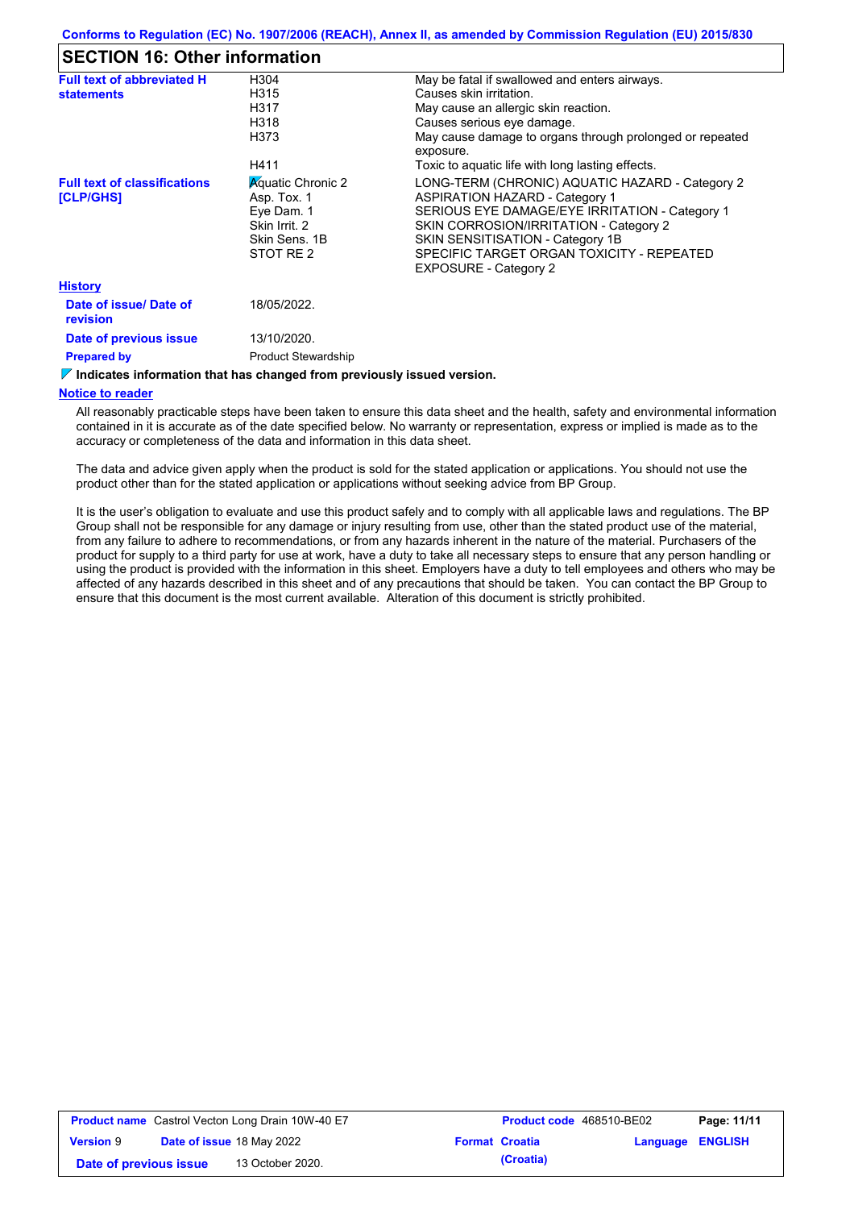## SECTION 16: Other information

| | | |
|---|---|---|
| **Full text of abbreviated H statements** | H304 | May be fatal if swallowed and enters airways. |
| | H315 | Causes skin irritation. |
| | H317 | May cause an allergic skin reaction. |
| | H318 | Causes serious eye damage. |
| | H373 | May cause damage to organs through prolonged or repeated exposure. |
| | H411 | Toxic to aquatic life with long lasting effects. |
| **Full text of classifications [CLP/GHS]** | Aquatic Chronic 2 | LONG-TERM (CHRONIC) AQUATIC HAZARD - Category 2 |
| | Asp. Tox. 1 | ASPIRATION HAZARD - Category 1 |
| | Eye Dam. 1 | SERIOUS EYE DAMAGE/EYE IRRITATION - Category 1 |
| | Skin Irrit. 2 | SKIN CORROSION/IRRITATION - Category 2 |
| | Skin Sens. 1B | SKIN SENSITISATION - Category 1B |
| | STOT RE 2 | SPECIFIC TARGET ORGAN TOXICITY - REPEATED EXPOSURE - Category 2 |

**History**

| | |
|---|---|
| **Date of issue/ Date of revision** | 18/05/2022. |
| **Date of previous issue** | 13/10/2020. |
| **Prepared by** | Product Stewardship |

**Indicates information that has changed from previously issued version.**

**Notice to reader**

All reasonably practicable steps have been taken to ensure this data sheet and the health, safety and environmental information contained in it is accurate as of the date specified below. No warranty or representation, express or implied is made as to the accuracy or completeness of the data and information in this data sheet.

The data and advice given apply when the product is sold for the stated application or applications. You should not use the product other than for the stated application or applications without seeking advice from BP Group.

It is the user's obligation to evaluate and use this product safely and to comply with all applicable laws and regulations. The BP Group shall not be responsible for any damage or injury resulting from use, other than the stated product use of the material, from any failure to adhere to recommendations, or from any hazards inherent in the nature of the material. Purchasers of the product for supply to a third party for use at work, have a duty to take all necessary steps to ensure that any person handling or using the product is provided with the information in this sheet. Employers have a duty to tell employees and others who may be affected of any hazards described in this sheet and of any precautions that should be taken. You can contact the BP Group to ensure that this document is the most current available. Alteration of this document is strictly prohibited.